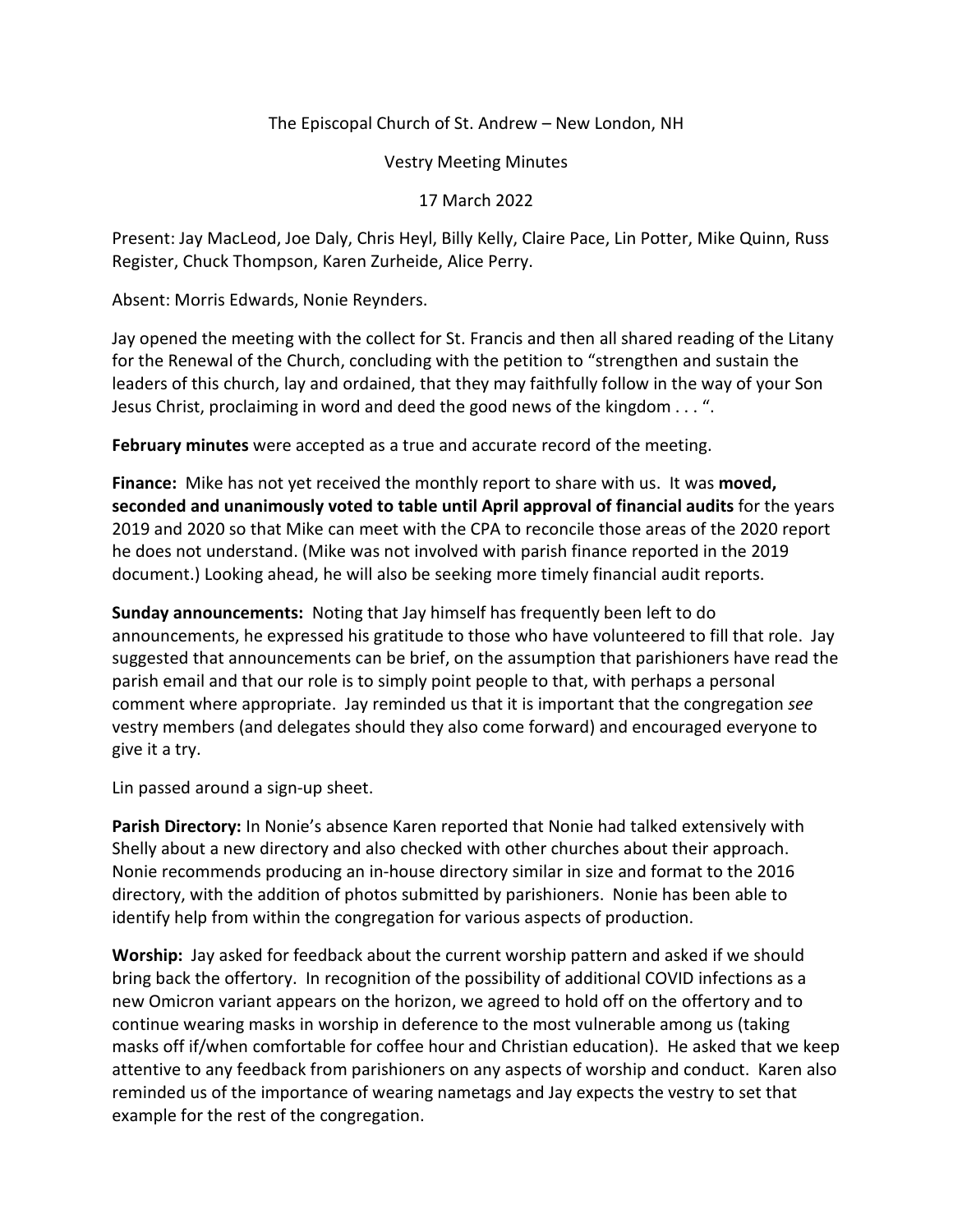The Episcopal Church of St. Andrew – New London, NH

Vestry Meeting Minutes

17 March 2022

Present: Jay MacLeod, Joe Daly, Chris Heyl, Billy Kelly, Claire Pace, Lin Potter, Mike Quinn, Russ Register, Chuck Thompson, Karen Zurheide, Alice Perry.

Absent: Morris Edwards, Nonie Reynders.

Jay opened the meeting with the collect for St. Francis and then all shared reading of the Litany for the Renewal of the Church, concluding with the petition to "strengthen and sustain the leaders of this church, lay and ordained, that they may faithfully follow in the way of your Son Jesus Christ, proclaiming in word and deed the good news of the kingdom . . . ".

**February minutes** were accepted as a true and accurate record of the meeting.

**Finance:** Mike has not yet received the monthly report to share with us. It was **moved, seconded and unanimously voted to table until April approval of financial audits** for the years 2019 and 2020 so that Mike can meet with the CPA to reconcile those areas of the 2020 report he does not understand. (Mike was not involved with parish finance reported in the 2019 document.) Looking ahead, he will also be seeking more timely financial audit reports.

**Sunday announcements:** Noting that Jay himself has frequently been left to do announcements, he expressed his gratitude to those who have volunteered to fill that role. Jay suggested that announcements can be brief, on the assumption that parishioners have read the parish email and that our role is to simply point people to that, with perhaps a personal comment where appropriate. Jay reminded us that it is important that the congregation *see* vestry members (and delegates should they also come forward) and encouraged everyone to give it a try.

Lin passed around a sign-up sheet.

**Parish Directory:** In Nonie's absence Karen reported that Nonie had talked extensively with Shelly about a new directory and also checked with other churches about their approach. Nonie recommends producing an in-house directory similar in size and format to the 2016 directory, with the addition of photos submitted by parishioners. Nonie has been able to identify help from within the congregation for various aspects of production.

**Worship:** Jay asked for feedback about the current worship pattern and asked if we should bring back the offertory. In recognition of the possibility of additional COVID infections as a new Omicron variant appears on the horizon, we agreed to hold off on the offertory and to continue wearing masks in worship in deference to the most vulnerable among us (taking masks off if/when comfortable for coffee hour and Christian education). He asked that we keep attentive to any feedback from parishioners on any aspects of worship and conduct. Karen also reminded us of the importance of wearing nametags and Jay expects the vestry to set that example for the rest of the congregation.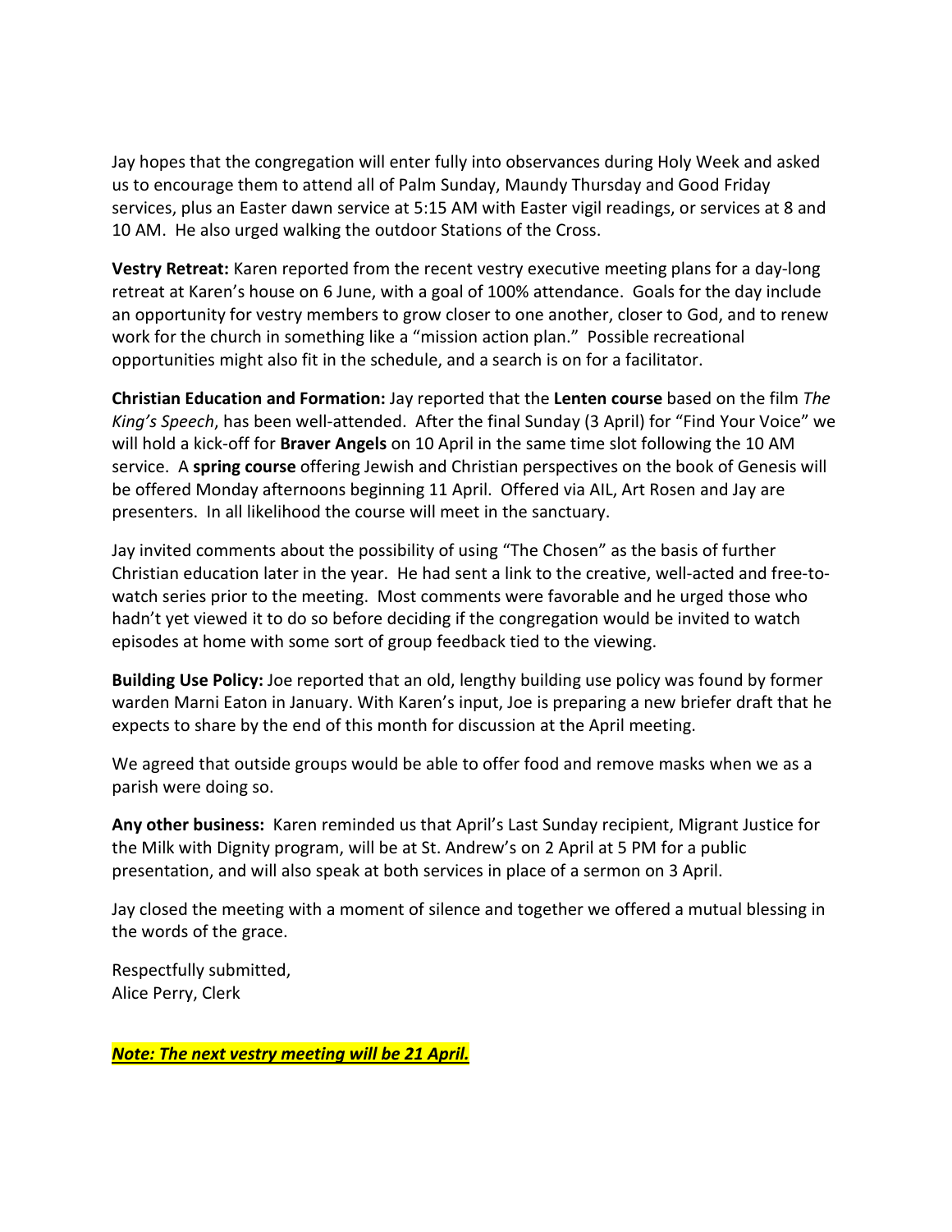Jay hopes that the congregation will enter fully into observances during Holy Week and asked us to encourage them to attend all of Palm Sunday, Maundy Thursday and Good Friday services, plus an Easter dawn service at 5:15 AM with Easter vigil readings, or services at 8 and 10 AM. He also urged walking the outdoor Stations of the Cross.

**Vestry Retreat:** Karen reported from the recent vestry executive meeting plans for a day-long retreat at Karen's house on 6 June, with a goal of 100% attendance. Goals for the day include an opportunity for vestry members to grow closer to one another, closer to God, and to renew work for the church in something like a "mission action plan." Possible recreational opportunities might also fit in the schedule, and a search is on for a facilitator.

**Christian Education and Formation:** Jay reported that the **Lenten course** based on the film *The King's Speech*, has been well-attended. After the final Sunday (3 April) for "Find Your Voice" we will hold a kick-off for **Braver Angels** on 10 April in the same time slot following the 10 AM service. A **spring course** offering Jewish and Christian perspectives on the book of Genesis will be offered Monday afternoons beginning 11 April. Offered via AIL, Art Rosen and Jay are presenters. In all likelihood the course will meet in the sanctuary.

Jay invited comments about the possibility of using "The Chosen" as the basis of further Christian education later in the year. He had sent a link to the creative, well-acted and free-to-watch series prior to the meeting. Most comments were favorable and he urged those who hadn't yet viewed it to do so before deciding if the congregation would be invited to watch episodes at home with some sort of group feedback tied to the viewing.

**Building Use Policy:** Joe reported that an old, lengthy building use policy was found by former warden Marni Eaton in January. With Karen's input, Joe is preparing a new briefer draft that he expects to share by the end of this month for discussion at the April meeting.

We agreed that outside groups would be able to offer food and remove masks when we as a parish were doing so.

**Any other business:** Karen reminded us that April's Last Sunday recipient, Migrant Justice for the Milk with Dignity program, will be at St. Andrew's on 2 April at 5 PM for a public presentation, and will also speak at both services in place of a sermon on 3 April.

Jay closed the meeting with a moment of silence and together we offered a mutual blessing in the words of the grace.

Respectfully submitted,
Alice Perry, Clerk

***Note: The next vestry meeting will be 21 April.***